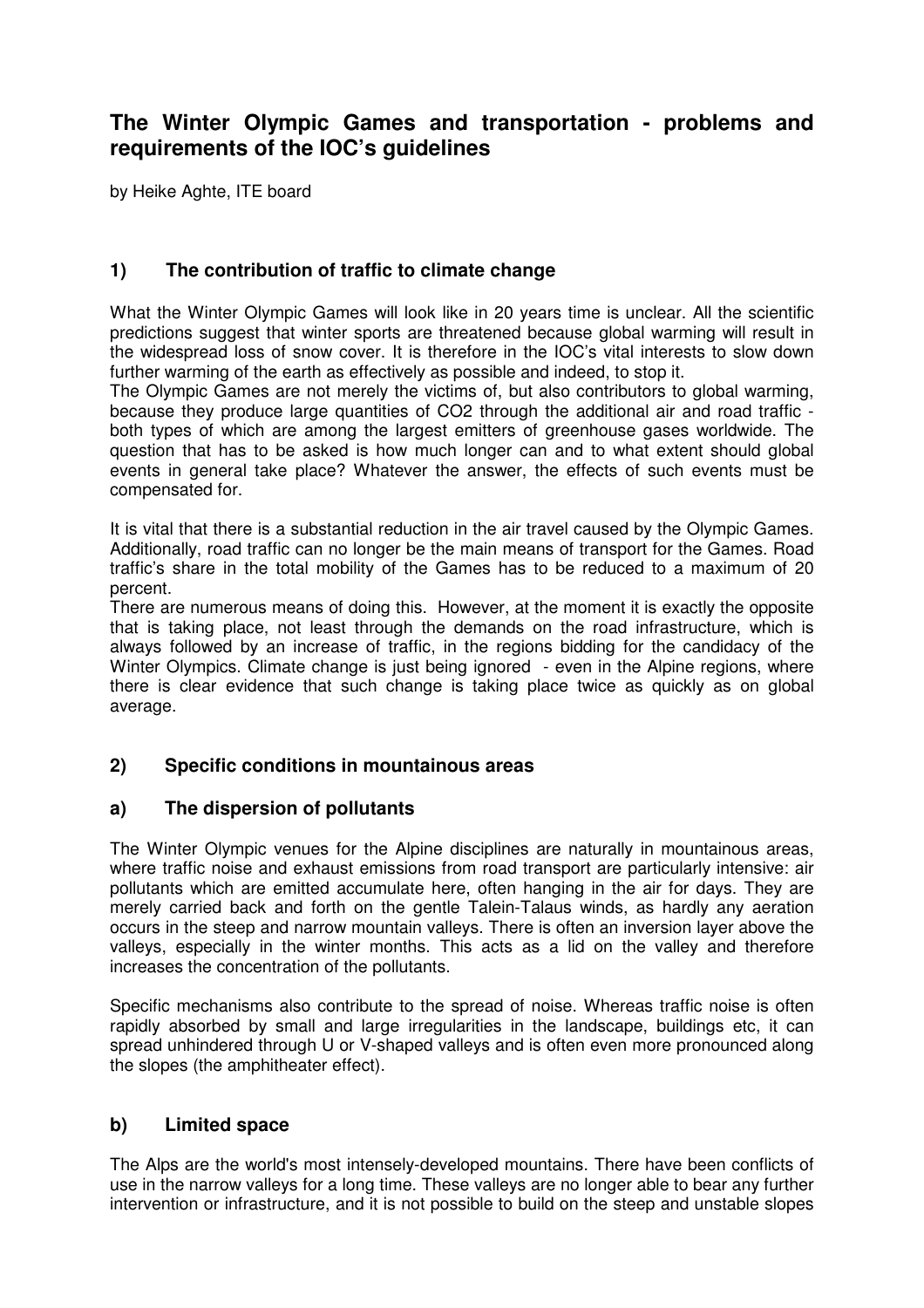# The Winter Olympic Games and transportation - problems and requirements of the IOC's guidelines

by Heike Aghte, ITE board

## 1) The contribution of traffic to climate change

What the Winter Olympic Games will look like in 20 years time is unclear. All the scientific predictions suggest that winter sports are threatened because global warming will result in the widespread loss of snow cover. It is therefore in the IOC's vital interests to slow down further warming of the earth as effectively as possible and indeed, to stop it.

The Olympic Games are not merely the victims of, but also contributors to global warming, because they produce large quantities of $CO_2$ through the additional air and road traffic - both types of which are among the largest emitters of greenhouse gases worldwide. The question that has to be asked is how much longer can and to what extent should global events in general take place? Whatever the answer, the effects of such events must be compensated for.

It is vital that there is a substantial reduction in the air travel caused by the Olympic Games. Additionally, road traffic can no longer be the main means of transport for the Games. Road traffic's share in the total mobility of the Games has to be reduced to a maximum of 20 percent.

There are numerous means of doing this. However, at the moment it is exactly the opposite that is taking place, not least through the demands on the road infrastructure, which is always followed by an increase of traffic, in the regions bidding for the candidacy of the Winter Olympics. Climate change is just being ignored - even in the Alpine regions, where there is clear evidence that such change is taking place twice as quickly as on global average.

## 2) Specific conditions in mountainous areas

### a) The dispersion of pollutants

The Winter Olympic venues for the Alpine disciplines are naturally in mountainous areas, where traffic noise and exhaust emissions from road transport are particularly intensive: air pollutants which are emitted accumulate here, often hanging in the air for days. They are merely carried back and forth on the gentle Talein-Talaus winds, as hardly any aeration occurs in the steep and narrow mountain valleys. There is often an inversion layer above the valleys, especially in the winter months. This acts as a lid on the valley and therefore increases the concentration of the pollutants.

Specific mechanisms also contribute to the spread of noise. Whereas traffic noise is often rapidly absorbed by small and large irregularities in the landscape, buildings etc, it can spread unhindered through U or V-shaped valleys and is often even more pronounced along the slopes (the amphitheater effect).

### b) Limited space

The Alps are the world's most intensely-developed mountains. There have been conflicts of use in the narrow valleys for a long time. These valleys are no longer able to bear any further intervention or infrastructure, and it is not possible to build on the steep and unstable slopes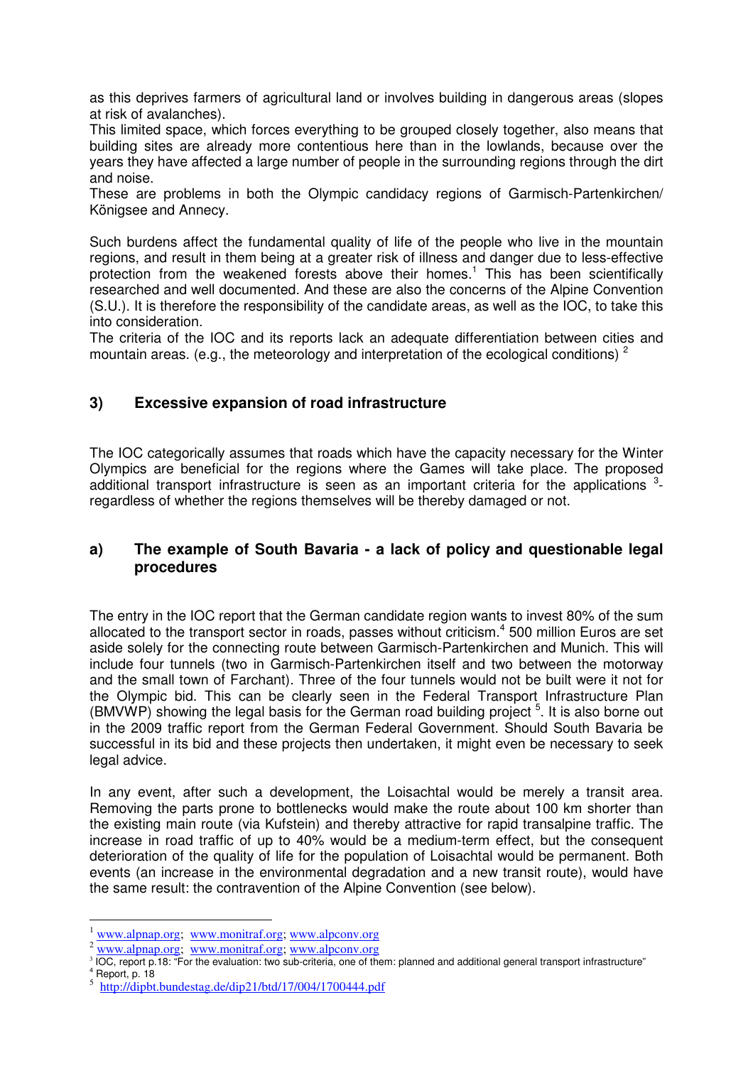as this deprives farmers of agricultural land or involves building in dangerous areas (slopes at risk of avalanches).

This limited space, which forces everything to be grouped closely together, also means that building sites are already more contentious here than in the lowlands, because over the years they have affected a large number of people in the surrounding regions through the dirt and noise.

These are problems in both the Olympic candidacy regions of Garmisch-Partenkirchen/ Königsee and Annecy.

Such burdens affect the fundamental quality of life of the people who live in the mountain regions, and result in them being at a greater risk of illness and danger due to less-effective protection from the weakened forests above their homes.[1] This has been scientifically researched and well documented. And these are also the concerns of the Alpine Convention (S.U.). It is therefore the responsibility of the candidate areas, as well as the IOC, to take this into consideration.

The criteria of the IOC and its reports lack an adequate differentiation between cities and mountain areas. (e.g., the meteorology and interpretation of the ecological conditions) [2]

## 3) Excessive expansion of road infrastructure

The IOC categorically assumes that roads which have the capacity necessary for the Winter Olympics are beneficial for the regions where the Games will take place. The proposed additional transport infrastructure is seen as an important criteria for the applications [3]- regardless of whether the regions themselves will be thereby damaged or not.

### a) The example of South Bavaria - a lack of policy and questionable legal procedures

The entry in the IOC report that the German candidate region wants to invest 80% of the sum allocated to the transport sector in roads, passes without criticism.[4] 500 million Euros are set aside solely for the connecting route between Garmisch-Partenkirchen and Munich. This will include four tunnels (two in Garmisch-Partenkirchen itself and two between the motorway and the small town of Farchant). Three of the four tunnels would not be built were it not for the Olympic bid. This can be clearly seen in the Federal Transport Infrastructure Plan (BMVWP) showing the legal basis for the German road building project [5]. It is also borne out in the 2009 traffic report from the German Federal Government. Should South Bavaria be successful in its bid and these projects then undertaken, it might even be necessary to seek legal advice.

In any event, after such a development, the Loisachtal would be merely a transit area. Removing the parts prone to bottlenecks would make the route about 100 km shorter than the existing main route (via Kufstein) and thereby attractive for rapid transalpine traffic. The increase in road traffic of up to 40% would be a medium-term effect, but the consequent deterioration of the quality of life for the population of Loisachtal would be permanent. Both events (an increase in the environmental degradation and a new transit route), would have the same result: the contravention of the Alpine Convention (see below).

---

[1] www.alpnap.org; www.monitraf.org; www.alpconv.org

[2] www.alpnap.org; www.monitraf.org; www.alpconv.org

[3] IOC, report p.18: "For the evaluation: two sub-criteria, one of them: planned and additional general transport infrastructure"

[4] Report, p. 18

[5] http://dipbt.bundestag.de/dip21/btd/17/004/1700444.pdf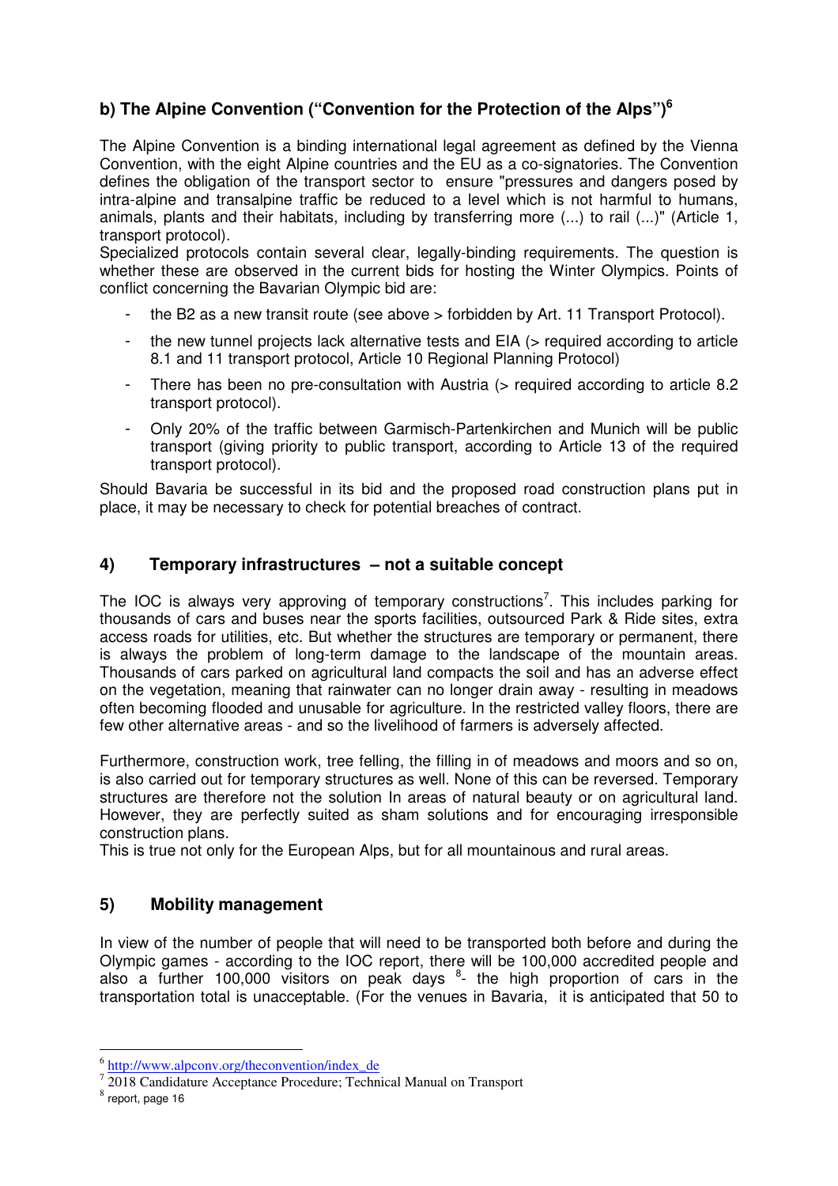### b) The Alpine Convention ("Convention for the Protection of the Alps")[6]

The Alpine Convention is a binding international legal agreement as defined by the Vienna Convention, with the eight Alpine countries and the EU as a co-signatories. The Convention defines the obligation of the transport sector to ensure "pressures and dangers posed by intra-alpine and transalpine traffic be reduced to a level which is not harmful to humans, animals, plants and their habitats, including by transferring more (...) to rail (...)" (Article 1, transport protocol).

Specialized protocols contain several clear, legally-binding requirements. The question is whether these are observed in the current bids for hosting the Winter Olympics. Points of conflict concerning the Bavarian Olympic bid are:

- the B2 as a new transit route (see above > forbidden by Art. 11 Transport Protocol).
- the new tunnel projects lack alternative tests and EIA (> required according to article 8.1 and 11 transport protocol, Article 10 Regional Planning Protocol)
- There has been no pre-consultation with Austria (> required according to article 8.2 transport protocol).
- Only 20% of the traffic between Garmisch-Partenkirchen and Munich will be public transport (giving priority to public transport, according to Article 13 of the required transport protocol).

Should Bavaria be successful in its bid and the proposed road construction plans put in place, it may be necessary to check for potential breaches of contract.

## 4) Temporary infrastructures – not a suitable concept

The IOC is always very approving of temporary constructions[7]. This includes parking for thousands of cars and buses near the sports facilities, outsourced Park & Ride sites, extra access roads for utilities, etc. But whether the structures are temporary or permanent, there is always the problem of long-term damage to the landscape of the mountain areas. Thousands of cars parked on agricultural land compacts the soil and has an adverse effect on the vegetation, meaning that rainwater can no longer drain away - resulting in meadows often becoming flooded and unusable for agriculture. In the restricted valley floors, there are few other alternative areas - and so the livelihood of farmers is adversely affected.

Furthermore, construction work, tree felling, the filling in of meadows and moors and so on, is also carried out for temporary structures as well. None of this can be reversed. Temporary structures are therefore not the solution In areas of natural beauty or on agricultural land. However, they are perfectly suited as sham solutions and for encouraging irresponsible construction plans.

This is true not only for the European Alps, but for all mountainous and rural areas.

## 5) Mobility management

In view of the number of people that will need to be transported both before and during the Olympic games - according to the IOC report, there will be 100,000 accredited people and also a further 100,000 visitors on peak days [8]- the high proportion of cars in the transportation total is unacceptable. (For the venues in Bavaria, it is anticipated that 50 to

---

[6] http://www.alpconv.org/theconvention/index_de

[7] 2018 Candidature Acceptance Procedure; Technical Manual on Transport

[8] report, page 16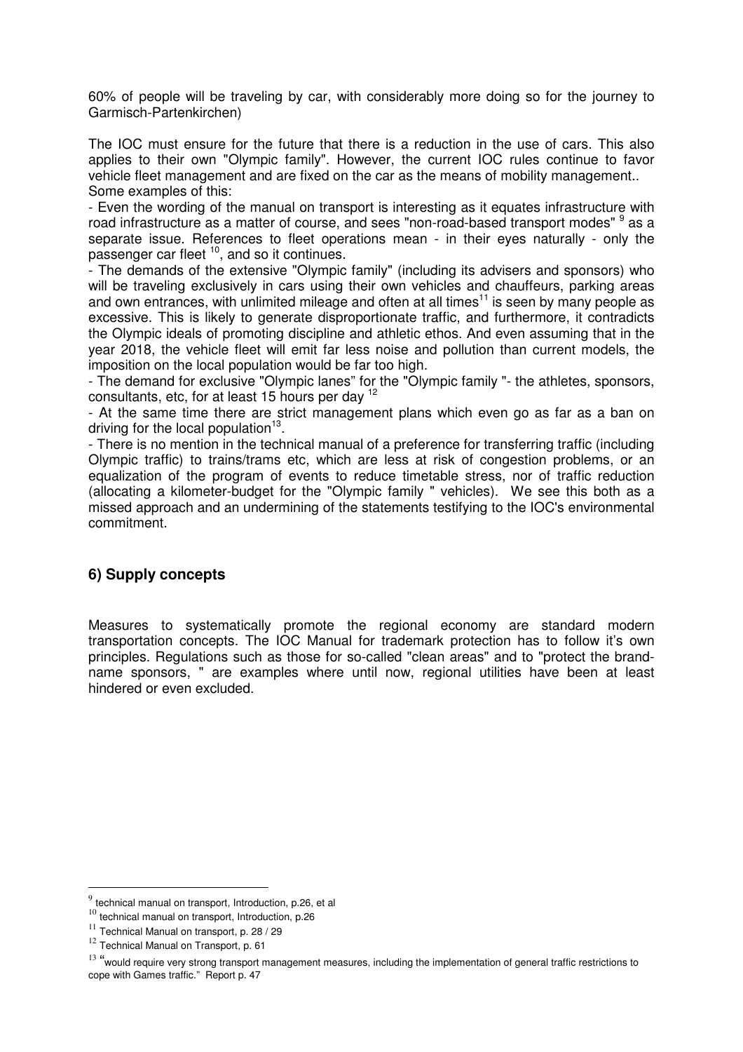60% of people will be traveling by car, with considerably more doing so for the journey to Garmisch-Partenkirchen)

The IOC must ensure for the future that there is a reduction in the use of cars. This also applies to their own "Olympic family". However, the current IOC rules continue to favor vehicle fleet management and are fixed on the car as the means of mobility management.. Some examples of this:

- Even the wording of the manual on transport is interesting as it equates infrastructure with road infrastructure as a matter of course, and sees "non-road-based transport modes" [9] as a separate issue. References to fleet operations mean - in their eyes naturally - only the passenger car fleet [10], and so it continues.
- The demands of the extensive "Olympic family" (including its advisers and sponsors) who will be traveling exclusively in cars using their own vehicles and chauffeurs, parking areas and own entrances, with unlimited mileage and often at all times[11] is seen by many people as excessive. This is likely to generate disproportionate traffic, and furthermore, it contradicts the Olympic ideals of promoting discipline and athletic ethos. And even assuming that in the year 2018, the vehicle fleet will emit far less noise and pollution than current models, the imposition on the local population would be far too high.
- The demand for exclusive "Olympic lanes" for the "Olympic family "- the athletes, sponsors, consultants, etc, for at least 15 hours per day [12]
- At the same time there are strict management plans which even go as far as a ban on driving for the local population[13].
- There is no mention in the technical manual of a preference for transferring traffic (including Olympic traffic) to trains/trams etc, which are less at risk of congestion problems, or an equalization of the program of events to reduce timetable stress, nor of traffic reduction (allocating a kilometer-budget for the "Olympic family " vehicles). We see this both as a missed approach and an undermining of the statements testifying to the IOC's environmental commitment.

## 6) Supply concepts

Measures to systematically promote the regional economy are standard modern transportation concepts. The IOC Manual for trademark protection has to follow it's own principles. Regulations such as those for so-called "clean areas" and to "protect the brand-name sponsors, " are examples where until now, regional utilities have been at least hindered or even excluded.

---

[9] technical manual on transport, Introduction, p.26, et al

[10] technical manual on transport, Introduction, p.26

[11] Technical Manual on transport, p. 28 / 29

[12] Technical Manual on Transport, p. 61

[13] "would require very strong transport management measures, including the implementation of general traffic restrictions to cope with Games traffic." Report p. 47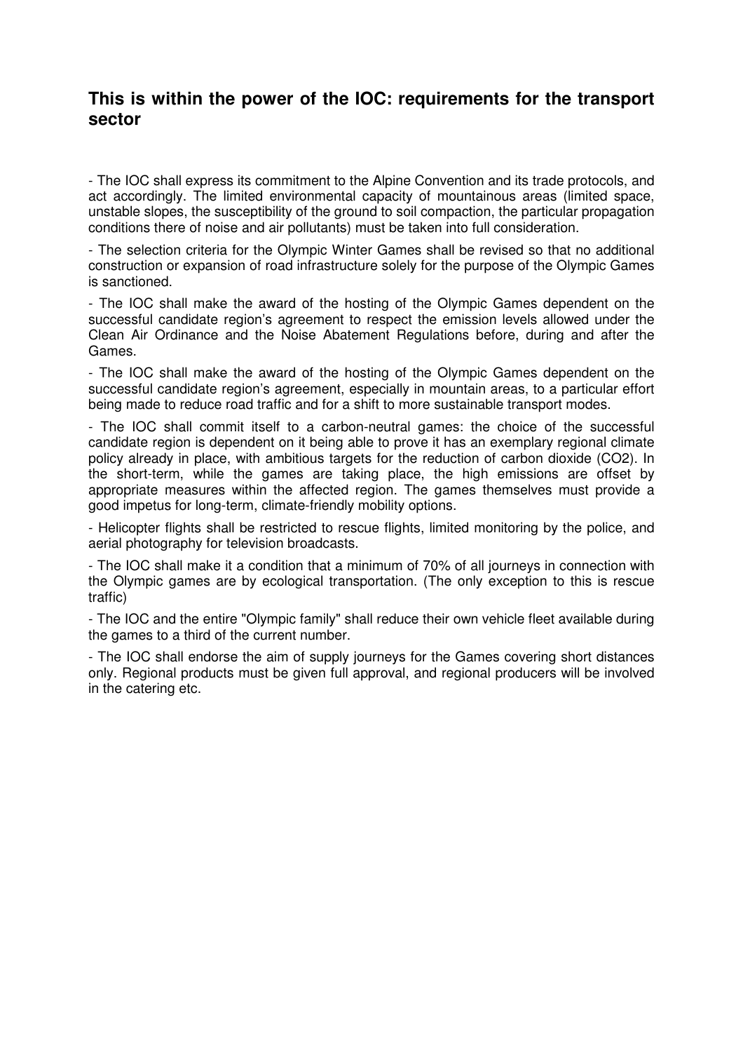## This is within the power of the IOC: requirements for the transport sector

- The IOC shall express its commitment to the Alpine Convention and its trade protocols, and act accordingly. The limited environmental capacity of mountainous areas (limited space, unstable slopes, the susceptibility of the ground to soil compaction, the particular propagation conditions there of noise and air pollutants) must be taken into full consideration.

- The selection criteria for the Olympic Winter Games shall be revised so that no additional construction or expansion of road infrastructure solely for the purpose of the Olympic Games is sanctioned.

- The IOC shall make the award of the hosting of the Olympic Games dependent on the successful candidate region's agreement to respect the emission levels allowed under the Clean Air Ordinance and the Noise Abatement Regulations before, during and after the Games.

- The IOC shall make the award of the hosting of the Olympic Games dependent on the successful candidate region's agreement, especially in mountain areas, to a particular effort being made to reduce road traffic and for a shift to more sustainable transport modes.

- The IOC shall commit itself to a carbon-neutral games: the choice of the successful candidate region is dependent on it being able to prove it has an exemplary regional climate policy already in place, with ambitious targets for the reduction of carbon dioxide ($CO_2$). In the short-term, while the games are taking place, the high emissions are offset by appropriate measures within the affected region. The games themselves must provide a good impetus for long-term, climate-friendly mobility options.

- Helicopter flights shall be restricted to rescue flights, limited monitoring by the police, and aerial photography for television broadcasts.

- The IOC shall make it a condition that a minimum of 70% of all journeys in connection with the Olympic games are by ecological transportation. (The only exception to this is rescue traffic)

- The IOC and the entire "Olympic family" shall reduce their own vehicle fleet available during the games to a third of the current number.

- The IOC shall endorse the aim of supply journeys for the Games covering short distances only. Regional products must be given full approval, and regional producers will be involved in the catering etc.